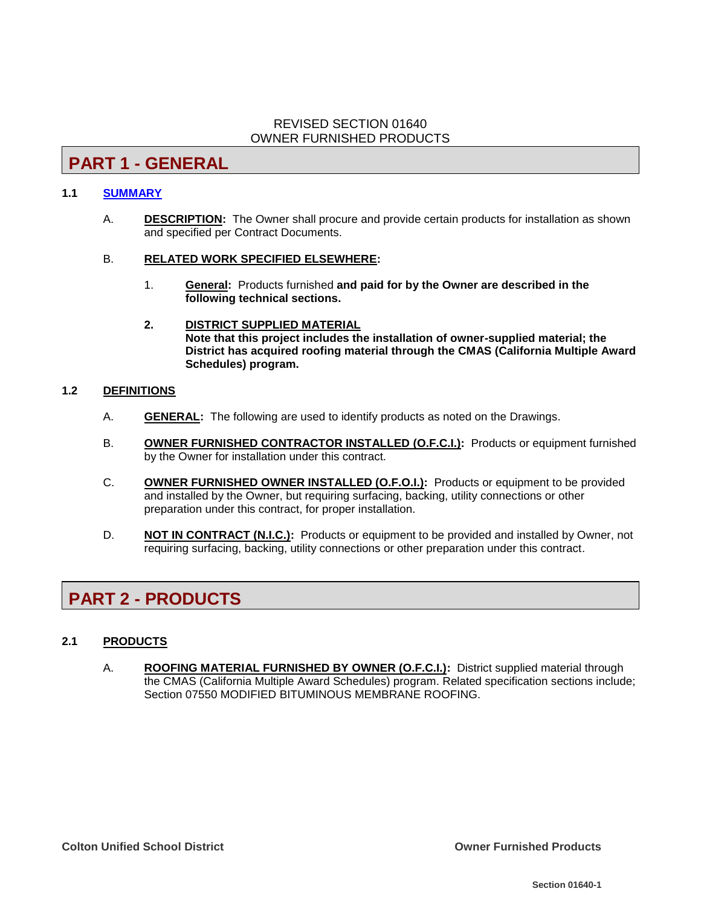REVISED SECTION 01640
OWNER FURNISHED PRODUCTS

# PART 1 - GENERAL

## 1.1 SUMMARY

A. **DESCRIPTION:** The Owner shall procure and provide certain products for installation as shown and specified per Contract Documents.

B. **RELATED WORK SPECIFIED ELSEWHERE:**

1. **General:** Products furnished **and paid for by the Owner are described in the following technical sections.**

2. **DISTRICT SUPPLIED MATERIAL**
**Note that this project includes the installation of owner-supplied material; the District has acquired roofing material through the CMAS (California Multiple Award Schedules) program.**

## 1.2 DEFINITIONS

A. **GENERAL:** The following are used to identify products as noted on the Drawings.

B. **OWNER FURNISHED CONTRACTOR INSTALLED (O.F.C.I.):** Products or equipment furnished by the Owner for installation under this contract.

C. **OWNER FURNISHED OWNER INSTALLED (O.F.O.I.):** Products or equipment to be provided and installed by the Owner, but requiring surfacing, backing, utility connections or other preparation under this contract, for proper installation.

D. **NOT IN CONTRACT (N.I.C.):** Products or equipment to be provided and installed by Owner, not requiring surfacing, backing, utility connections or other preparation under this contract.

# PART 2 - PRODUCTS

## 2.1 PRODUCTS

A. **ROOFING MATERIAL FURNISHED BY OWNER (O.F.C.I.):** District supplied material through the CMAS (California Multiple Award Schedules) program. Related specification sections include; Section 07550 MODIFIED BITUMINOUS MEMBRANE ROOFING.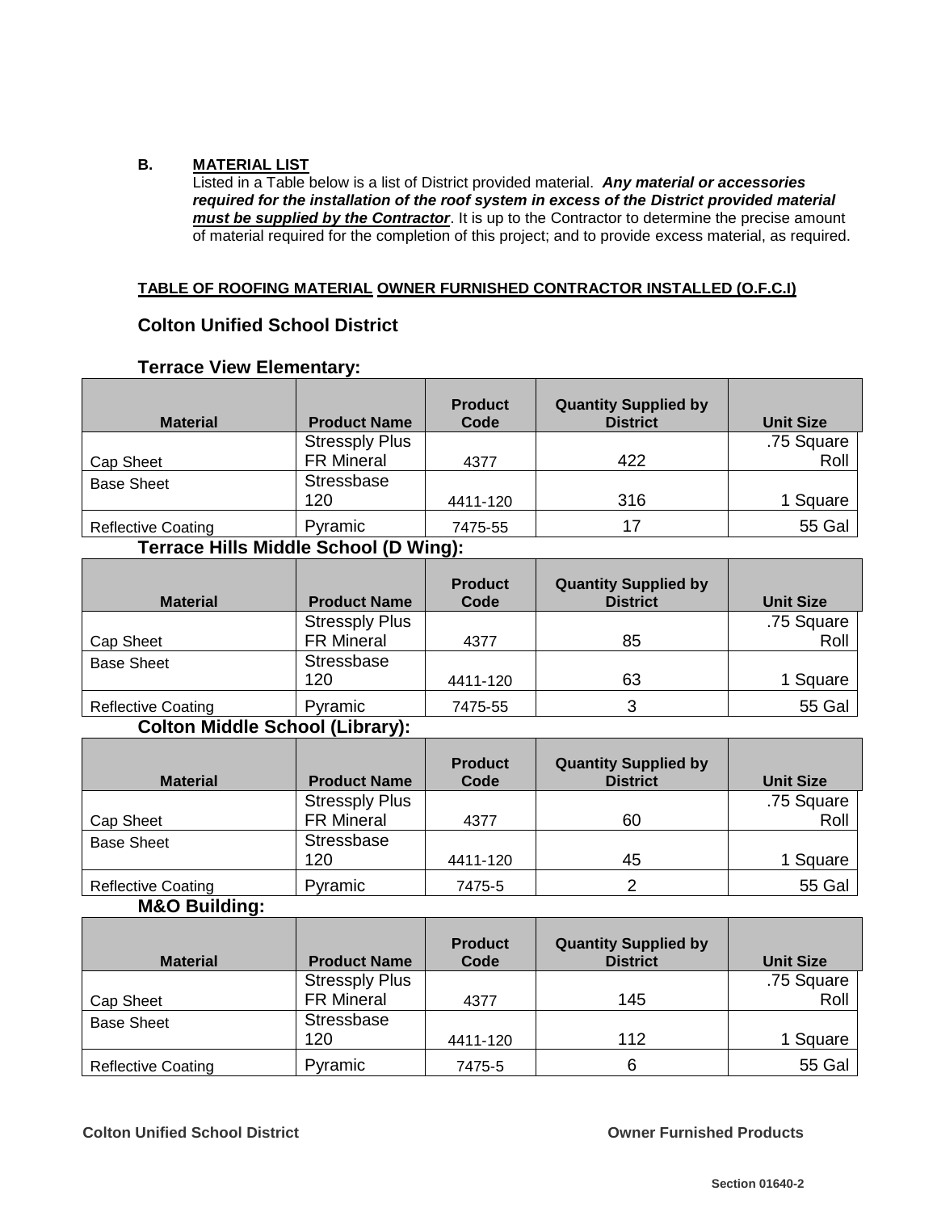**B. MATERIAL LIST**

Listed in a Table below is a list of District provided material. ***Any material or accessories required for the installation of the roof system in excess of the District provided material must be supplied by the Contractor***. It is up to the Contractor to determine the precise amount of material required for the completion of this project; and to provide excess material, as required.

**TABLE OF ROOFING MATERIAL OWNER FURNISHED CONTRACTOR INSTALLED (O.F.C.I)**

## Colton Unified School District

### Terrace View Elementary:

| Material | Product Name | Product Code | Quantity Supplied by District | Unit Size |
|---|---|---|---|---|
| Cap Sheet | Stressply Plus FR Mineral | 4377 | 422 | .75 Square Roll |
| Base Sheet | Stressbase 120 | 4411-120 | 316 | 1 Square |
| Reflective Coating | Pyramic | 7475-55 | 17 | 55 Gal |

### Terrace Hills Middle School (D Wing):

| Material | Product Name | Product Code | Quantity Supplied by District | Unit Size |
|---|---|---|---|---|
| Cap Sheet | Stressply Plus FR Mineral | 4377 | 85 | .75 Square Roll |
| Base Sheet | Stressbase 120 | 4411-120 | 63 | 1 Square |
| Reflective Coating | Pyramic | 7475-55 | 3 | 55 Gal |

### Colton Middle School (Library):

| Material | Product Name | Product Code | Quantity Supplied by District | Unit Size |
|---|---|---|---|---|
| Cap Sheet | Stressply Plus FR Mineral | 4377 | 60 | .75 Square Roll |
| Base Sheet | Stressbase 120 | 4411-120 | 45 | 1 Square |
| Reflective Coating | Pyramic | 7475-5 | 2 | 55 Gal |

### M&O Building:

| Material | Product Name | Product Code | Quantity Supplied by District | Unit Size |
|---|---|---|---|---|
| Cap Sheet | Stressply Plus FR Mineral | 4377 | 145 | .75 Square Roll |
| Base Sheet | Stressbase 120 | 4411-120 | 112 | 1 Square |
| Reflective Coating | Pyramic | 7475-5 | 6 | 55 Gal |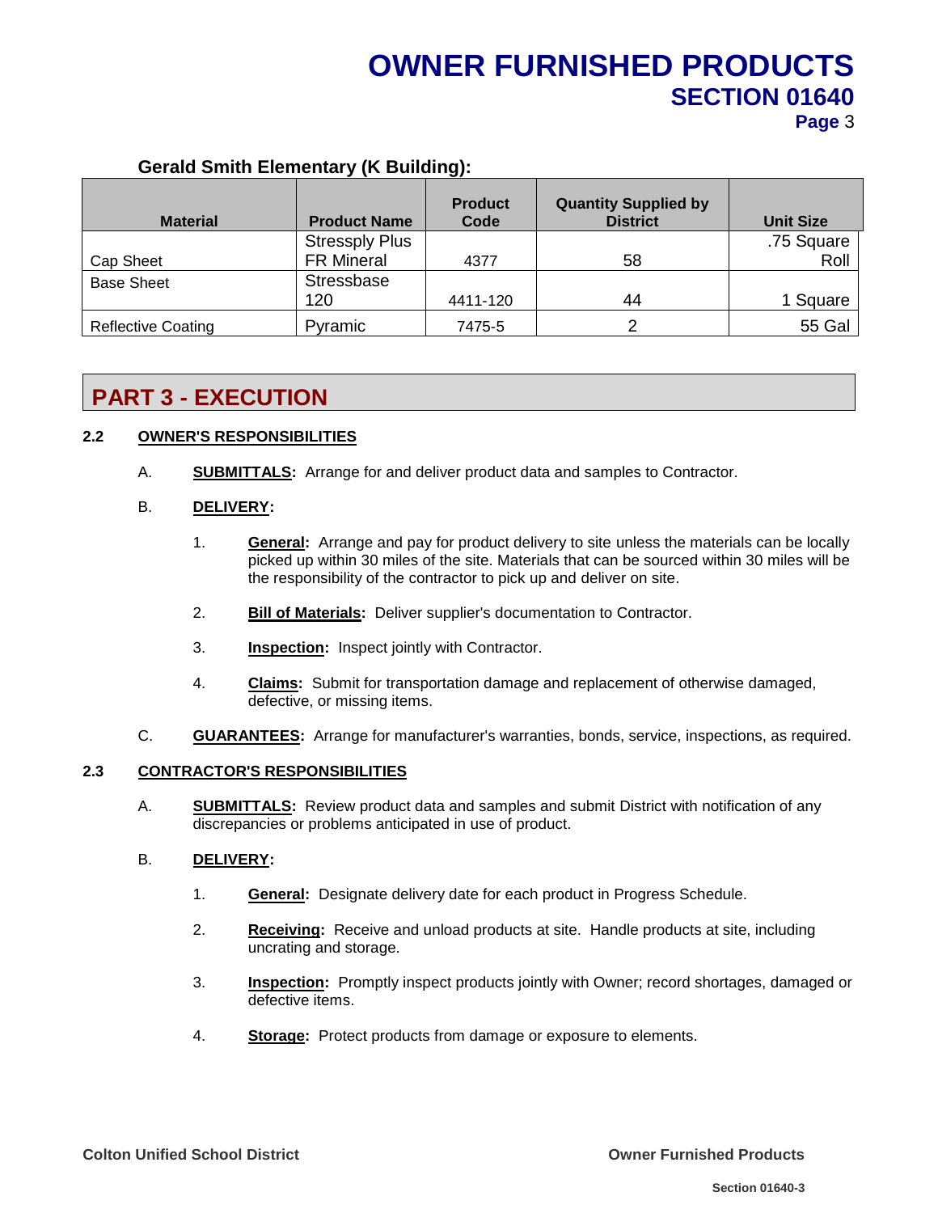**Gerald Smith Elementary (K Building):**

| Material | Product Name | Product Code | Quantity Supplied by District | Unit Size |
|---|---|---|---|---|
| Cap Sheet | Stressply Plus FR Mineral | 4377 | 58 | .75 Square Roll |
| Base Sheet | Stressbase 120 | 4411-120 | 44 | 1 Square |
| Reflective Coating | Pyramic | 7475-5 | 2 | 55 Gal |

## PART 3 - EXECUTION

### 2.2 OWNER'S RESPONSIBILITIES

A. **SUBMITTALS:** Arrange for and deliver product data and samples to Contractor.

B. **DELIVERY:**

1. **General:** Arrange and pay for product delivery to site unless the materials can be locally picked up within 30 miles of the site. Materials that can be sourced within 30 miles will be the responsibility of the contractor to pick up and deliver on site.

2. **Bill of Materials:** Deliver supplier's documentation to Contractor.

3. **Inspection:** Inspect jointly with Contractor.

4. **Claims:** Submit for transportation damage and replacement of otherwise damaged, defective, or missing items.

C. **GUARANTEES:** Arrange for manufacturer's warranties, bonds, service, inspections, as required.

### 2.3 CONTRACTOR'S RESPONSIBILITIES

A. **SUBMITTALS:** Review product data and samples and submit District with notification of any discrepancies or problems anticipated in use of product.

B. **DELIVERY:**

1. **General:** Designate delivery date for each product in Progress Schedule.

2. **Receiving:** Receive and unload products at site. Handle products at site, including uncrating and storage.

3. **Inspection:** Promptly inspect products jointly with Owner; record shortages, damaged or defective items.

4. **Storage:** Protect products from damage or exposure to elements.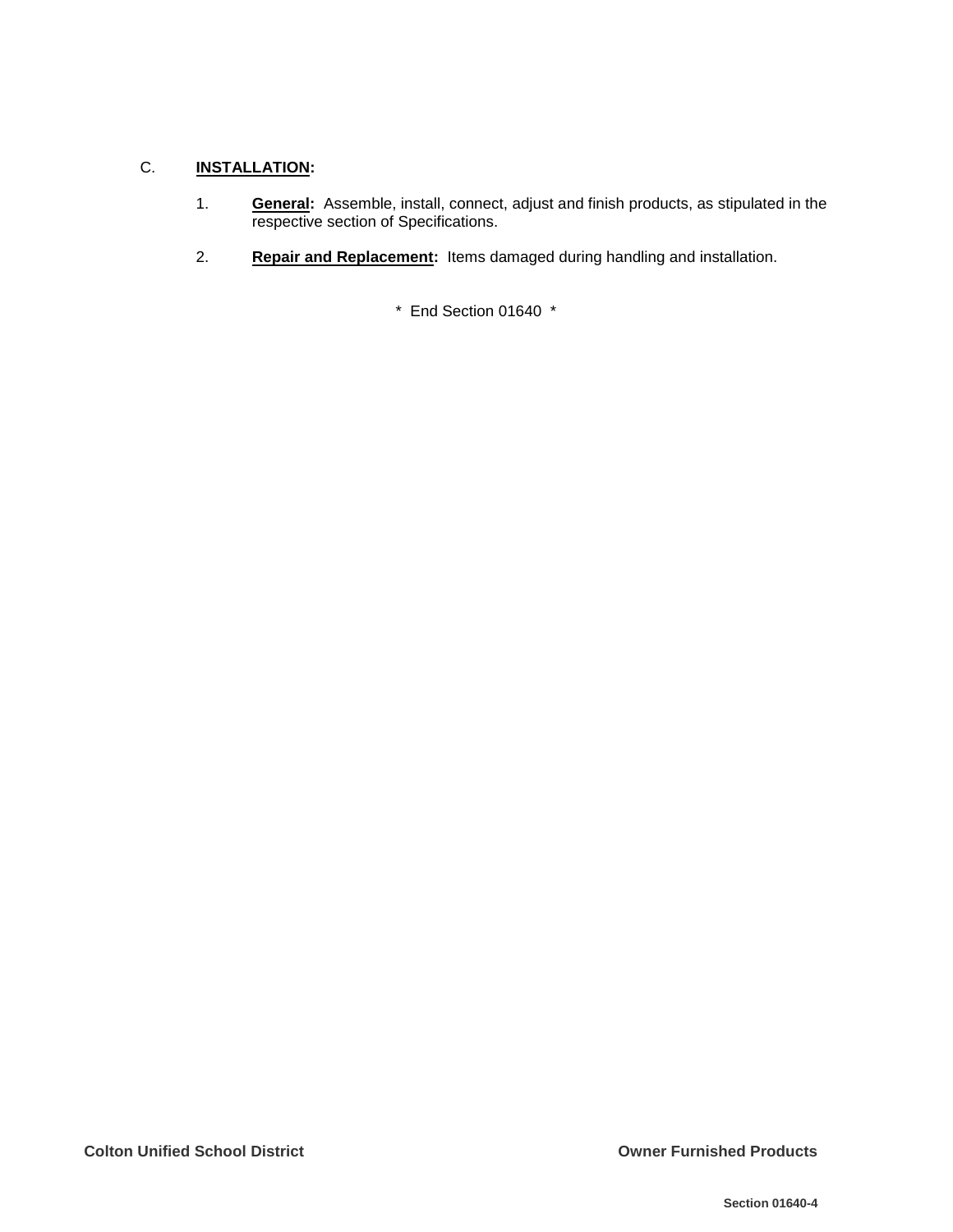C. **INSTALLATION:**

1. **General:** Assemble, install, connect, adjust and finish products, as stipulated in the respective section of Specifications.

2. **Repair and Replacement:** Items damaged during handling and installation.

\* End Section 01640 \*